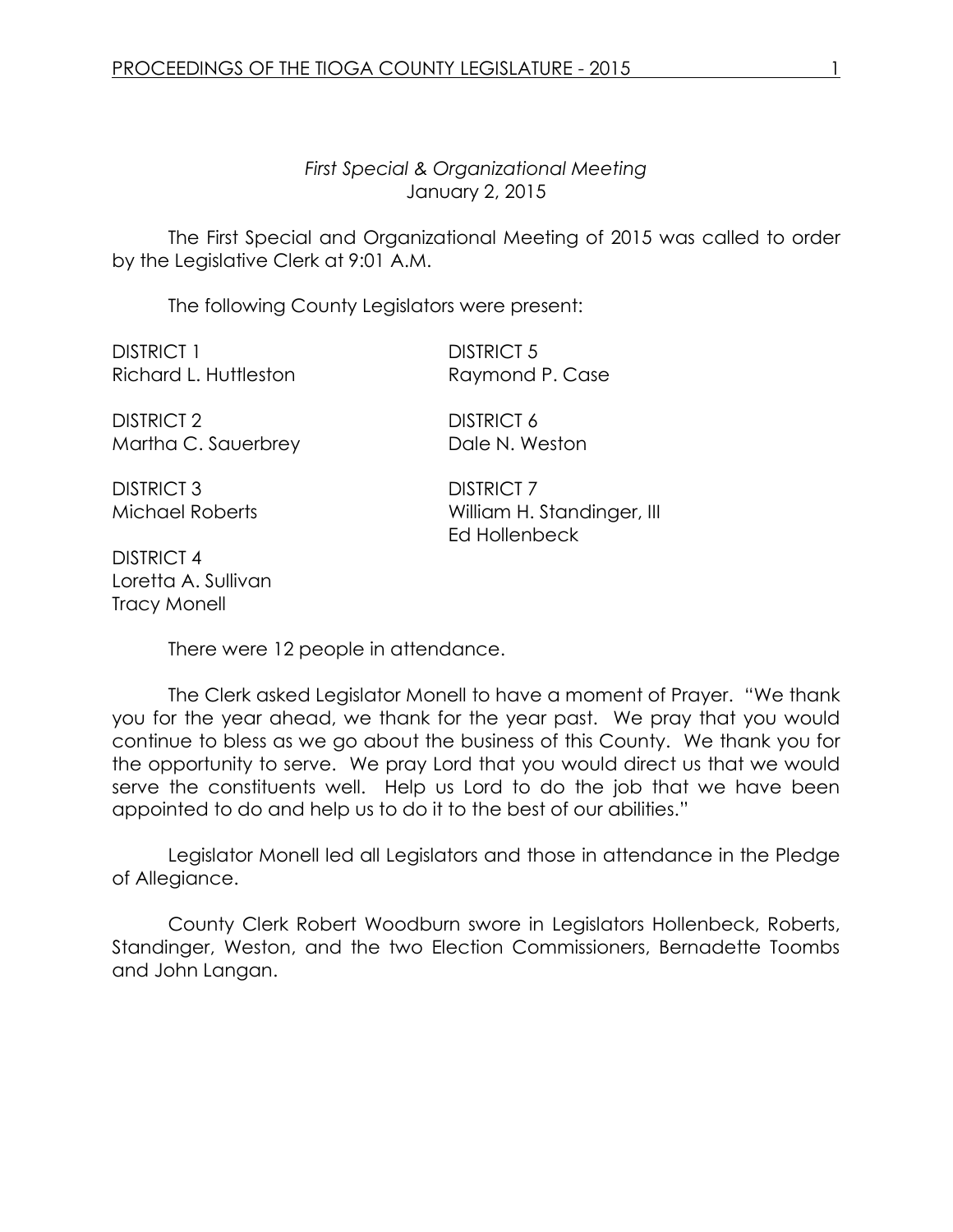*First Special & Organizational Meeting*
January 2, 2015

The First Special and Organizational Meeting of 2015 was called to order by the Legislative Clerk at 9:01 A.M.

The following County Legislators were present:

DISTRICT 1
Richard L. Huttleston

DISTRICT 2
Martha C. Sauerbrey

DISTRICT 3
Michael Roberts

DISTRICT 4
Loretta A. Sullivan
Tracy Monell

DISTRICT 5
Raymond P. Case

DISTRICT 6
Dale N. Weston

DISTRICT 7
William H. Standinger, III
Ed Hollenbeck

There were 12 people in attendance.

The Clerk asked Legislator Monell to have a moment of Prayer. "We thank you for the year ahead, we thank for the year past. We pray that you would continue to bless as we go about the business of this County. We thank you for the opportunity to serve. We pray Lord that you would direct us that we would serve the constituents well. Help us Lord to do the job that we have been appointed to do and help us to do it to the best of our abilities."

Legislator Monell led all Legislators and those in attendance in the Pledge of Allegiance.

County Clerk Robert Woodburn swore in Legislators Hollenbeck, Roberts, Standinger, Weston, and the two Election Commissioners, Bernadette Toombs and John Langan.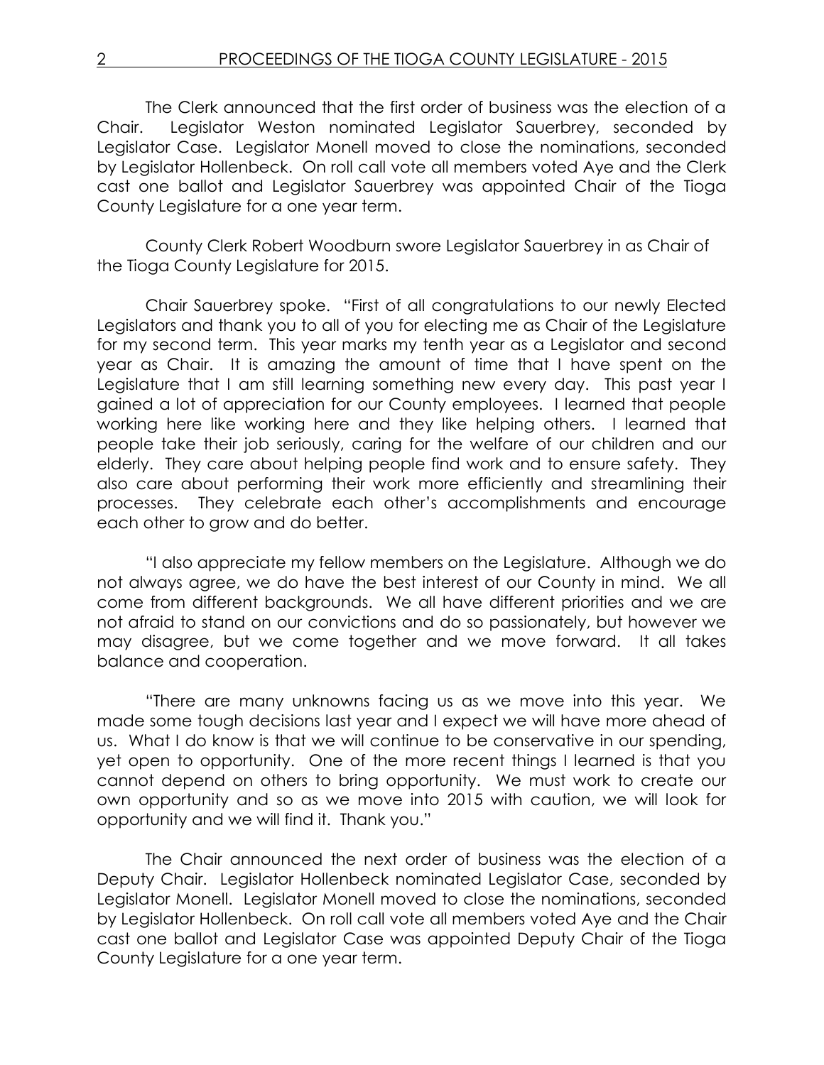The Clerk announced that the first order of business was the election of a Chair. Legislator Weston nominated Legislator Sauerbrey, seconded by Legislator Case. Legislator Monell moved to close the nominations, seconded by Legislator Hollenbeck. On roll call vote all members voted Aye and the Clerk cast one ballot and Legislator Sauerbrey was appointed Chair of the Tioga County Legislature for a one year term.

County Clerk Robert Woodburn swore Legislator Sauerbrey in as Chair of the Tioga County Legislature for 2015.

Chair Sauerbrey spoke. "First of all congratulations to our newly Elected Legislators and thank you to all of you for electing me as Chair of the Legislature for my second term. This year marks my tenth year as a Legislator and second year as Chair. It is amazing the amount of time that I have spent on the Legislature that I am still learning something new every day. This past year I gained a lot of appreciation for our County employees. I learned that people working here like working here and they like helping others. I learned that people take their job seriously, caring for the welfare of our children and our elderly. They care about helping people find work and to ensure safety. They also care about performing their work more efficiently and streamlining their processes. They celebrate each other's accomplishments and encourage each other to grow and do better.

"I also appreciate my fellow members on the Legislature. Although we do not always agree, we do have the best interest of our County in mind. We all come from different backgrounds. We all have different priorities and we are not afraid to stand on our convictions and do so passionately, but however we may disagree, but we come together and we move forward. It all takes balance and cooperation.

"There are many unknowns facing us as we move into this year. We made some tough decisions last year and I expect we will have more ahead of us. What I do know is that we will continue to be conservative in our spending, yet open to opportunity. One of the more recent things I learned is that you cannot depend on others to bring opportunity. We must work to create our own opportunity and so as we move into 2015 with caution, we will look for opportunity and we will find it. Thank you."

The Chair announced the next order of business was the election of a Deputy Chair. Legislator Hollenbeck nominated Legislator Case, seconded by Legislator Monell. Legislator Monell moved to close the nominations, seconded by Legislator Hollenbeck. On roll call vote all members voted Aye and the Chair cast one ballot and Legislator Case was appointed Deputy Chair of the Tioga County Legislature for a one year term.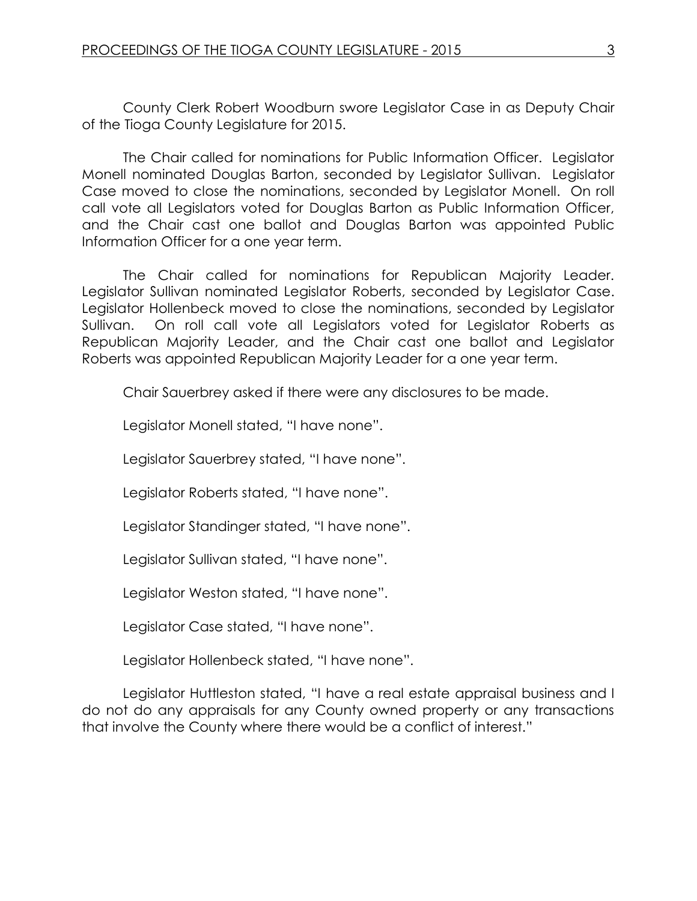County Clerk Robert Woodburn swore Legislator Case in as Deputy Chair of the Tioga County Legislature for 2015.

The Chair called for nominations for Public Information Officer. Legislator Monell nominated Douglas Barton, seconded by Legislator Sullivan. Legislator Case moved to close the nominations, seconded by Legislator Monell. On roll call vote all Legislators voted for Douglas Barton as Public Information Officer, and the Chair cast one ballot and Douglas Barton was appointed Public Information Officer for a one year term.

The Chair called for nominations for Republican Majority Leader. Legislator Sullivan nominated Legislator Roberts, seconded by Legislator Case. Legislator Hollenbeck moved to close the nominations, seconded by Legislator Sullivan. On roll call vote all Legislators voted for Legislator Roberts as Republican Majority Leader, and the Chair cast one ballot and Legislator Roberts was appointed Republican Majority Leader for a one year term.

Chair Sauerbrey asked if there were any disclosures to be made.

Legislator Monell stated, "I have none".

Legislator Sauerbrey stated, "I have none".

Legislator Roberts stated, "I have none".

Legislator Standinger stated, "I have none".

Legislator Sullivan stated, "I have none".

Legislator Weston stated, "I have none".

Legislator Case stated, "I have none".

Legislator Hollenbeck stated, "I have none".

Legislator Huttleston stated, "I have a real estate appraisal business and I do not do any appraisals for any County owned property or any transactions that involve the County where there would be a conflict of interest."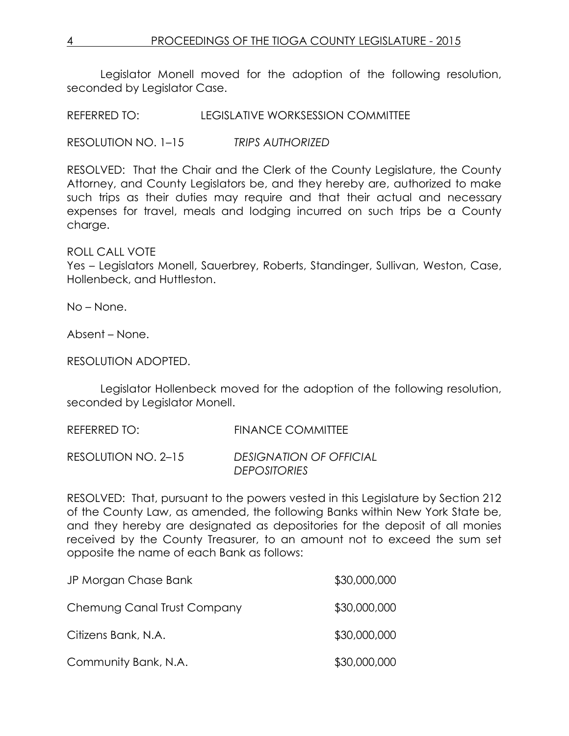Legislator Monell moved for the adoption of the following resolution, seconded by Legislator Case.

REFERRED TO: LEGISLATIVE WORKSESSION COMMITTEE

RESOLUTION NO. 1–15 *TRIPS AUTHORIZED*

RESOLVED: That the Chair and the Clerk of the County Legislature, the County Attorney, and County Legislators be, and they hereby are, authorized to make such trips as their duties may require and that their actual and necessary expenses for travel, meals and lodging incurred on such trips be a County charge.

ROLL CALL VOTE
Yes – Legislators Monell, Sauerbrey, Roberts, Standinger, Sullivan, Weston, Case, Hollenbeck, and Huttleston.

No – None.

Absent – None.

RESOLUTION ADOPTED.

Legislator Hollenbeck moved for the adoption of the following resolution, seconded by Legislator Monell.

REFERRED TO: FINANCE COMMITTEE

RESOLUTION NO. 2–15 *DESIGNATION OF OFFICIAL DEPOSITORIES*

RESOLVED: That, pursuant to the powers vested in this Legislature by Section 212 of the County Law, as amended, the following Banks within New York State be, and they hereby are designated as depositories for the deposit of all monies received by the County Treasurer, to an amount not to exceed the sum set opposite the name of each Bank as follows:

| | |
|---|---|
| JP Morgan Chase Bank | \$30,000,000 |
| Chemung Canal Trust Company | \$30,000,000 |
| Citizens Bank, N.A. | \$30,000,000 |
| Community Bank, N.A. | \$30,000,000 |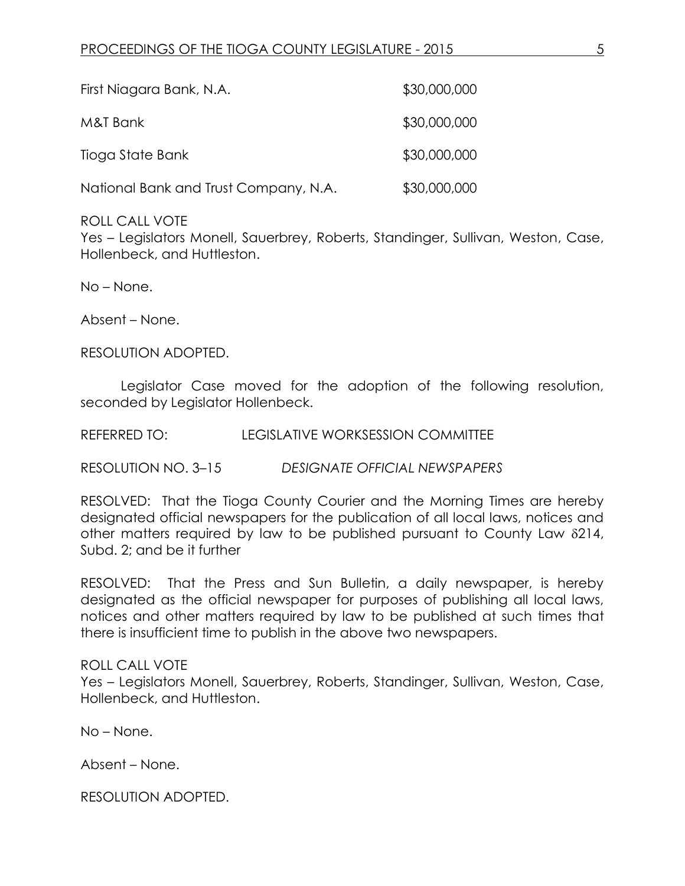| | |
|---|---|
| First Niagara Bank, N.A. | $30,000,000 |
| M&T Bank | $30,000,000 |
| Tioga State Bank | $30,000,000 |
| National Bank and Trust Company, N.A. | $30,000,000 |

ROLL CALL VOTE
Yes – Legislators Monell, Sauerbrey, Roberts, Standinger, Sullivan, Weston, Case, Hollenbeck, and Huttleston.

No – None.

Absent – None.

RESOLUTION ADOPTED.

Legislator Case moved for the adoption of the following resolution, seconded by Legislator Hollenbeck.

REFERRED TO: LEGISLATIVE WORKSESSION COMMITTEE

RESOLUTION NO. 3–15 *DESIGNATE OFFICIAL NEWSPAPERS*

RESOLVED: That the Tioga County Courier and the Morning Times are hereby designated official newspapers for the publication of all local laws, notices and other matters required by law to be published pursuant to County Law δ214, Subd. 2; and be it further

RESOLVED: That the Press and Sun Bulletin, a daily newspaper, is hereby designated as the official newspaper for purposes of publishing all local laws, notices and other matters required by law to be published at such times that there is insufficient time to publish in the above two newspapers.

ROLL CALL VOTE
Yes – Legislators Monell, Sauerbrey, Roberts, Standinger, Sullivan, Weston, Case, Hollenbeck, and Huttleston.

No – None.

Absent – None.

RESOLUTION ADOPTED.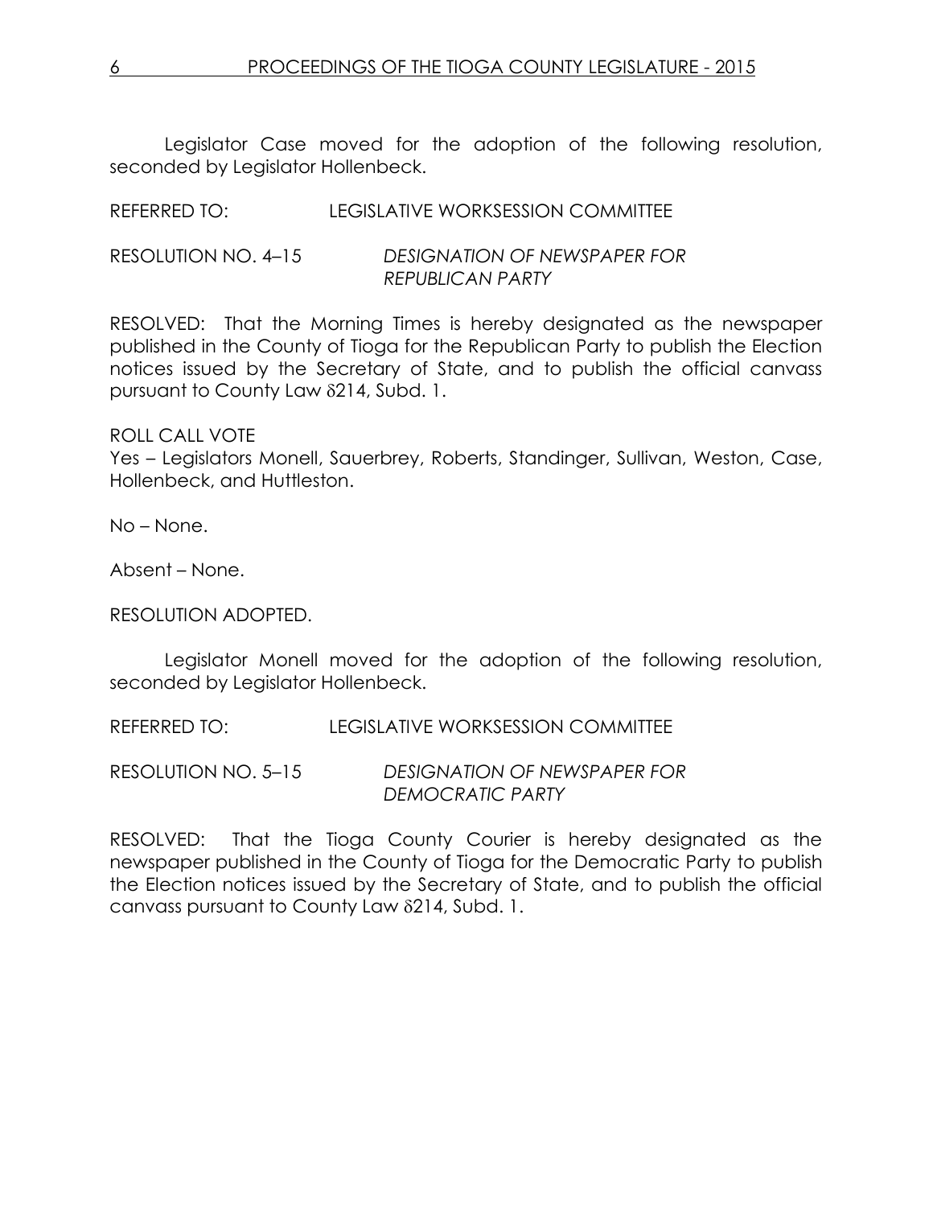Legislator Case moved for the adoption of the following resolution, seconded by Legislator Hollenbeck.

REFERRED TO: LEGISLATIVE WORKSESSION COMMITTEE

RESOLUTION NO. 4–15 *DESIGNATION OF NEWSPAPER FOR REPUBLICAN PARTY*

RESOLVED: That the Morning Times is hereby designated as the newspaper published in the County of Tioga for the Republican Party to publish the Election notices issued by the Secretary of State, and to publish the official canvass pursuant to County Law δ214, Subd. 1.

ROLL CALL VOTE
Yes – Legislators Monell, Sauerbrey, Roberts, Standinger, Sullivan, Weston, Case, Hollenbeck, and Huttleston.

No – None.

Absent – None.

RESOLUTION ADOPTED.

Legislator Monell moved for the adoption of the following resolution, seconded by Legislator Hollenbeck.

REFERRED TO: LEGISLATIVE WORKSESSION COMMITTEE

RESOLUTION NO. 5–15 *DESIGNATION OF NEWSPAPER FOR DEMOCRATIC PARTY*

RESOLVED: That the Tioga County Courier is hereby designated as the newspaper published in the County of Tioga for the Democratic Party to publish the Election notices issued by the Secretary of State, and to publish the official canvass pursuant to County Law δ214, Subd. 1.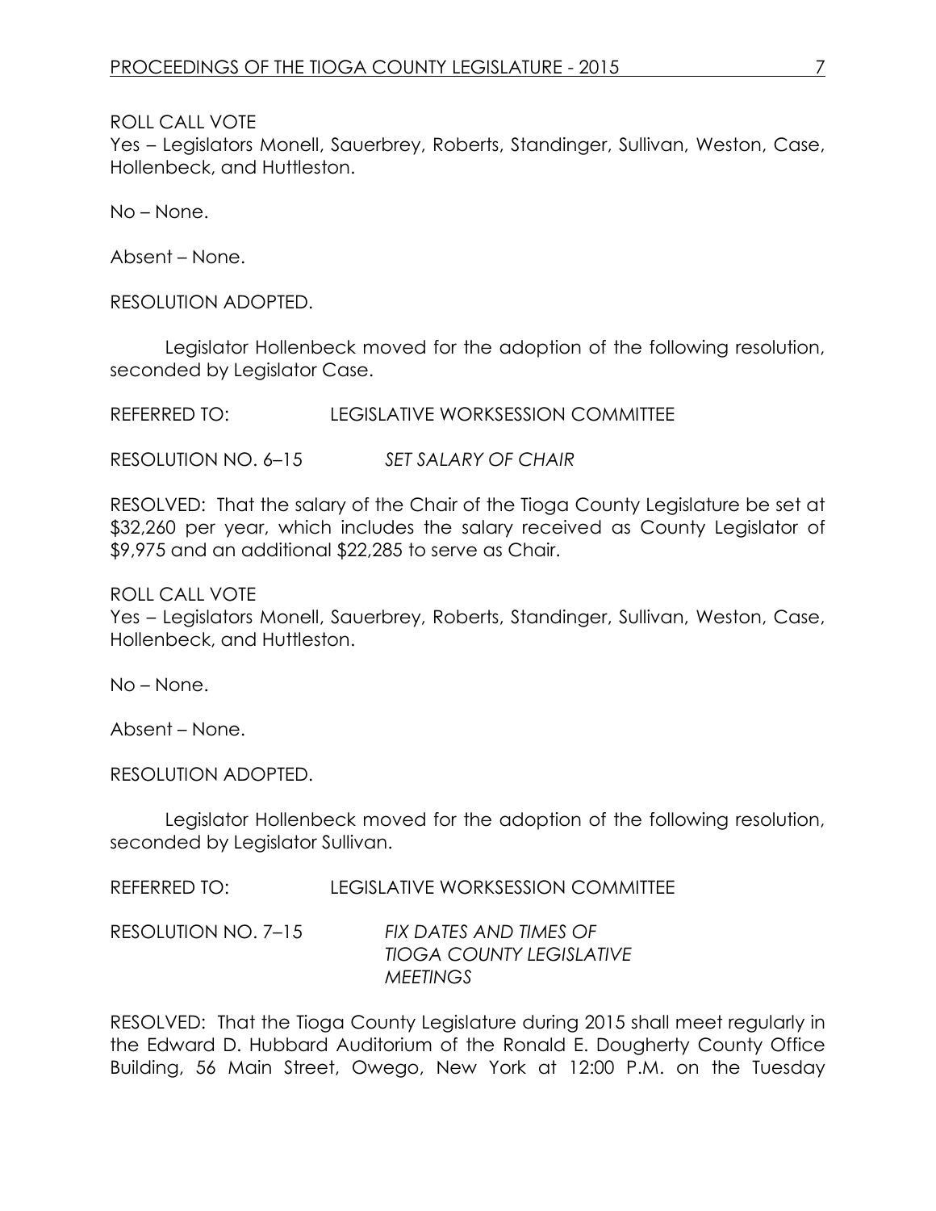ROLL CALL VOTE
Yes – Legislators Monell, Sauerbrey, Roberts, Standinger, Sullivan, Weston, Case, Hollenbeck, and Huttleston.

No – None.

Absent – None.

RESOLUTION ADOPTED.

Legislator Hollenbeck moved for the adoption of the following resolution, seconded by Legislator Case.

REFERRED TO: LEGISLATIVE WORKSESSION COMMITTEE

RESOLUTION NO. 6–15 *SET SALARY OF CHAIR*

RESOLVED: That the salary of the Chair of the Tioga County Legislature be set at $32,260 per year, which includes the salary received as County Legislator of $9,975 and an additional $22,285 to serve as Chair.

ROLL CALL VOTE
Yes – Legislators Monell, Sauerbrey, Roberts, Standinger, Sullivan, Weston, Case, Hollenbeck, and Huttleston.

No – None.

Absent – None.

RESOLUTION ADOPTED.

Legislator Hollenbeck moved for the adoption of the following resolution, seconded by Legislator Sullivan.

REFERRED TO: LEGISLATIVE WORKSESSION COMMITTEE

RESOLUTION NO. 7–15 *FIX DATES AND TIMES OF TIOGA COUNTY LEGISLATIVE MEETINGS*

RESOLVED: That the Tioga County Legislature during 2015 shall meet regularly in the Edward D. Hubbard Auditorium of the Ronald E. Dougherty County Office Building, 56 Main Street, Owego, New York at 12:00 P.M. on the Tuesday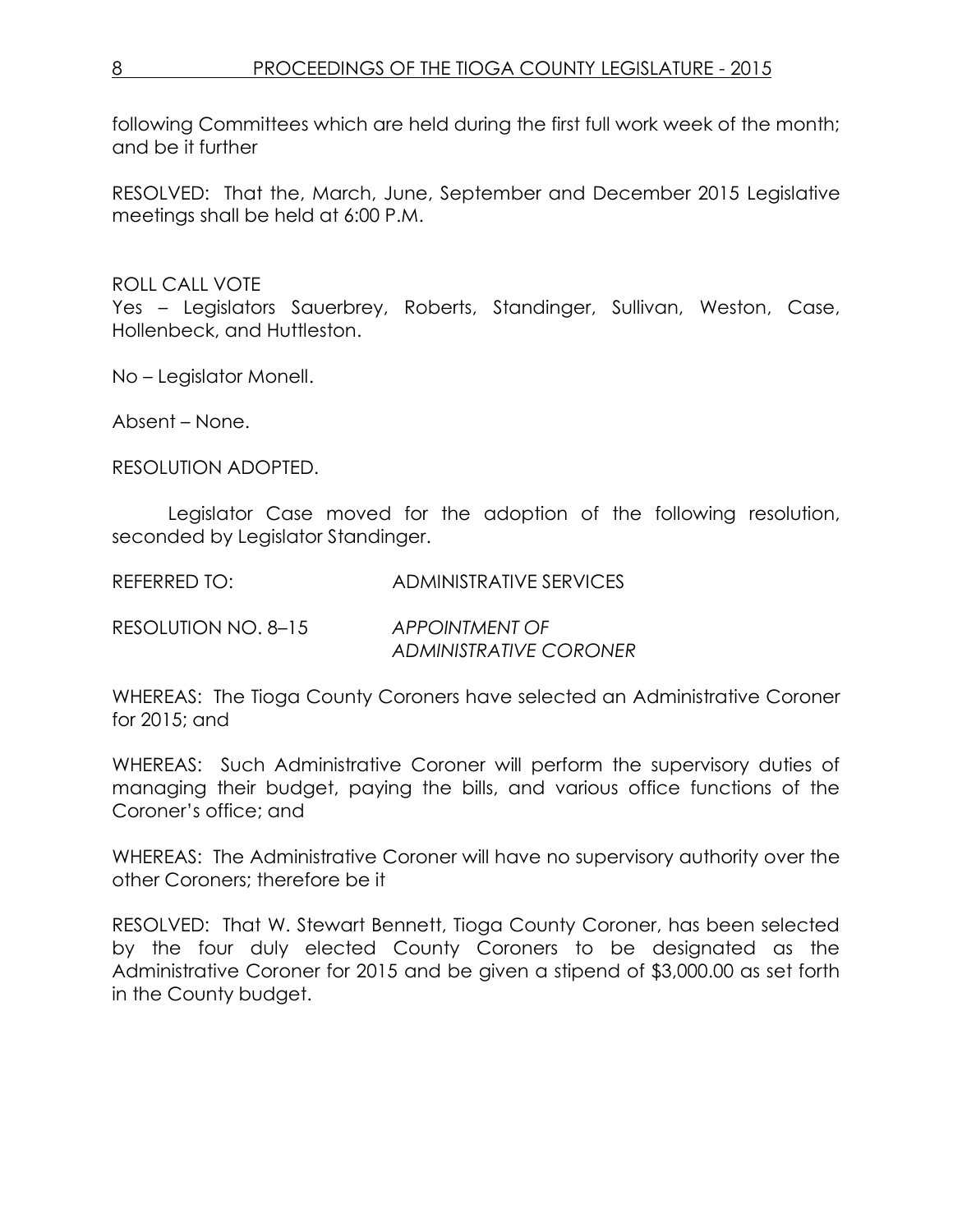following Committees which are held during the first full work week of the month; and be it further

RESOLVED: That the, March, June, September and December 2015 Legislative meetings shall be held at 6:00 P.M.

ROLL CALL VOTE
Yes – Legislators Sauerbrey, Roberts, Standinger, Sullivan, Weston, Case, Hollenbeck, and Huttleston.

No – Legislator Monell.

Absent – None.

RESOLUTION ADOPTED.

Legislator Case moved for the adoption of the following resolution, seconded by Legislator Standinger.

REFERRED TO: ADMINISTRATIVE SERVICES

RESOLUTION NO. 8–15 *APPOINTMENT OF ADMINISTRATIVE CORONER*

WHEREAS: The Tioga County Coroners have selected an Administrative Coroner for 2015; and

WHEREAS: Such Administrative Coroner will perform the supervisory duties of managing their budget, paying the bills, and various office functions of the Coroner's office; and

WHEREAS: The Administrative Coroner will have no supervisory authority over the other Coroners; therefore be it

RESOLVED: That W. Stewart Bennett, Tioga County Coroner, has been selected by the four duly elected County Coroners to be designated as the Administrative Coroner for 2015 and be given a stipend of $3,000.00 as set forth in the County budget.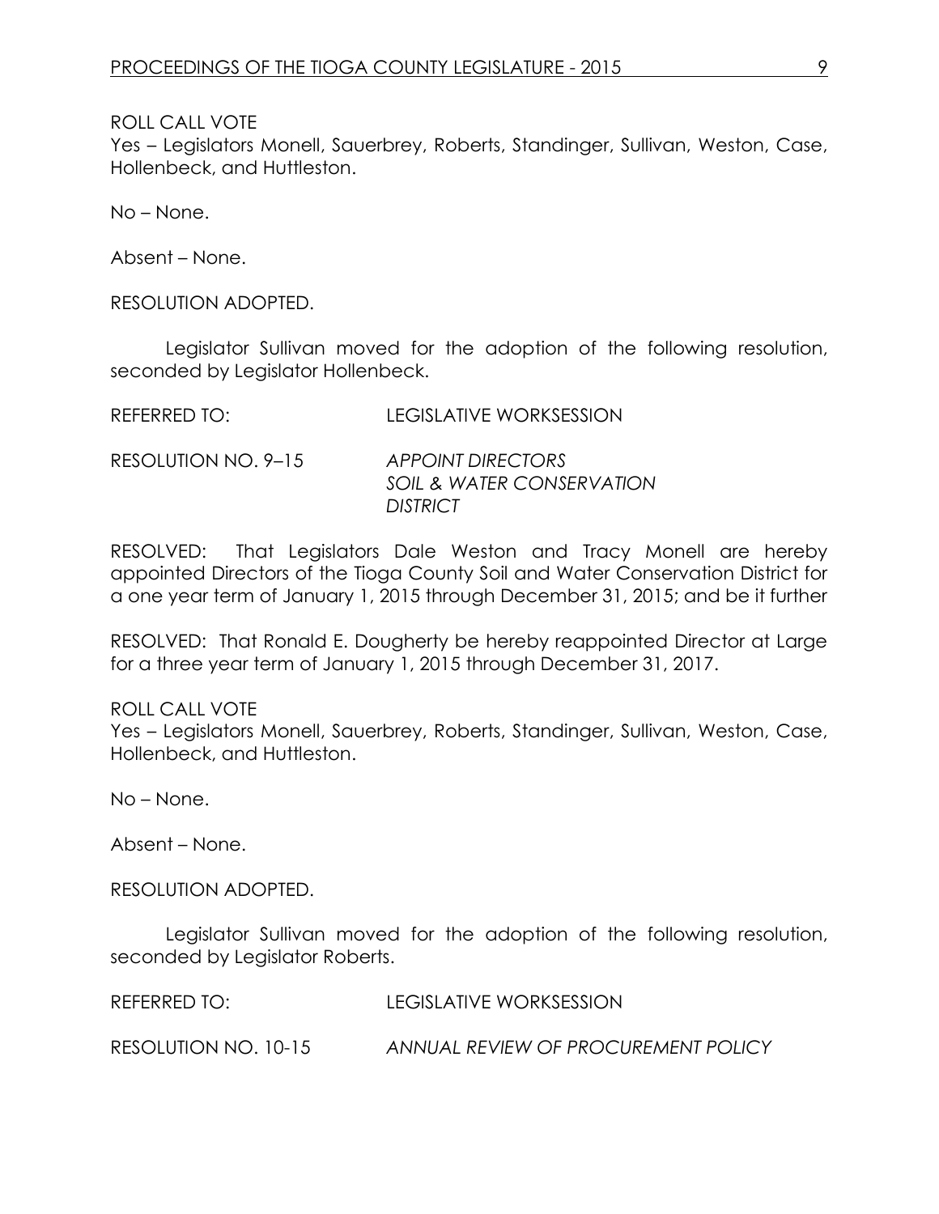ROLL CALL VOTE
Yes – Legislators Monell, Sauerbrey, Roberts, Standinger, Sullivan, Weston, Case, Hollenbeck, and Huttleston.

No – None.

Absent – None.

RESOLUTION ADOPTED.

Legislator Sullivan moved for the adoption of the following resolution, seconded by Legislator Hollenbeck.

REFERRED TO: LEGISLATIVE WORKSESSION

RESOLUTION NO. 9–15 *APPOINT DIRECTORS SOIL & WATER CONSERVATION DISTRICT*

RESOLVED: That Legislators Dale Weston and Tracy Monell are hereby appointed Directors of the Tioga County Soil and Water Conservation District for a one year term of January 1, 2015 through December 31, 2015; and be it further

RESOLVED: That Ronald E. Dougherty be hereby reappointed Director at Large for a three year term of January 1, 2015 through December 31, 2017.

ROLL CALL VOTE
Yes – Legislators Monell, Sauerbrey, Roberts, Standinger, Sullivan, Weston, Case, Hollenbeck, and Huttleston.

No – None.

Absent – None.

RESOLUTION ADOPTED.

Legislator Sullivan moved for the adoption of the following resolution, seconded by Legislator Roberts.

REFERRED TO: LEGISLATIVE WORKSESSION

RESOLUTION NO. 10-15 *ANNUAL REVIEW OF PROCUREMENT POLICY*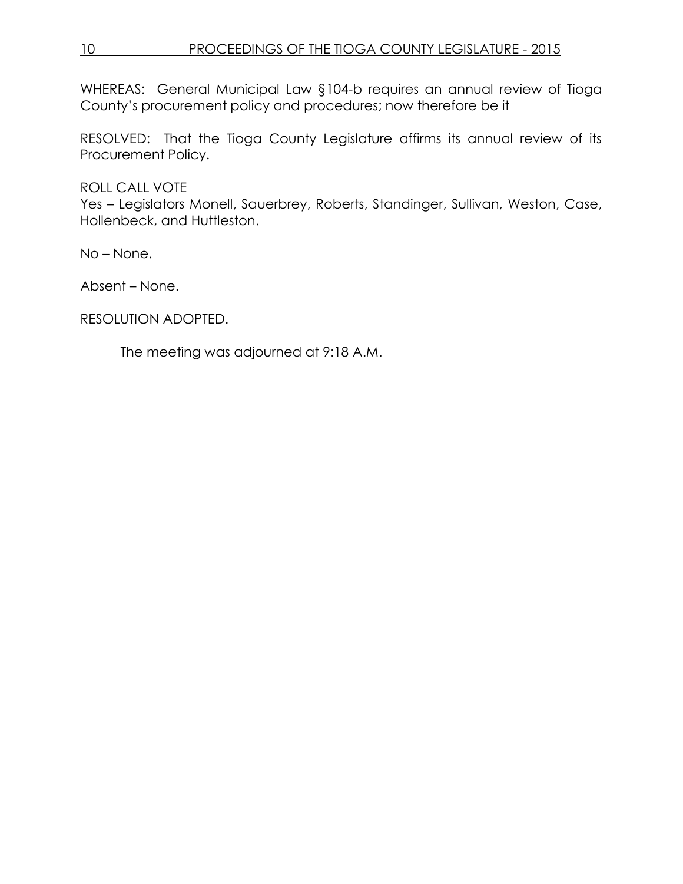WHEREAS: General Municipal Law §104-b requires an annual review of Tioga County's procurement policy and procedures; now therefore be it

RESOLVED: That the Tioga County Legislature affirms its annual review of its Procurement Policy.

ROLL CALL VOTE
Yes – Legislators Monell, Sauerbrey, Roberts, Standinger, Sullivan, Weston, Case, Hollenbeck, and Huttleston.

No – None.

Absent – None.

RESOLUTION ADOPTED.

The meeting was adjourned at 9:18 A.M.